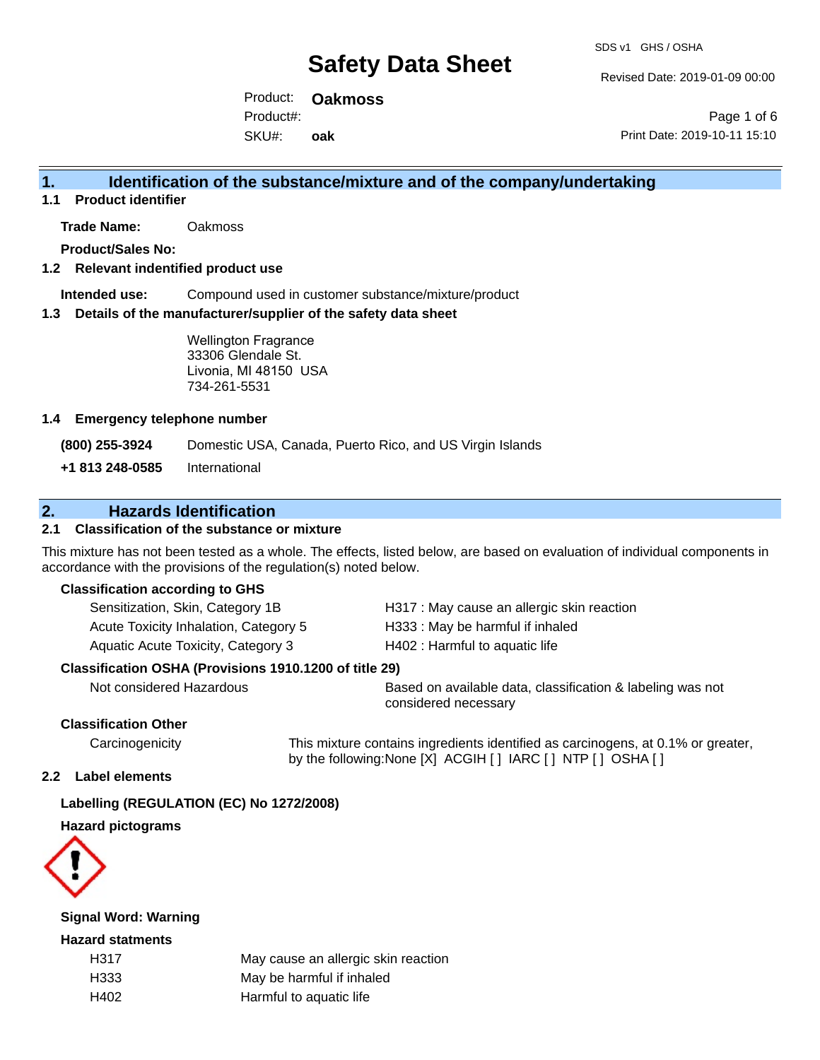# Safety Data Sheet

SDS v1 GHS / OSHA

Revised Date: 2019-01-09 00:00

Product: **Oakmoss**

Product#:

SKU#: **oak**

Print Date: 2019-10-11 15:10

## 1. Identification of the substance/mixture and of the company/undertaking

### 1.1 Product identifier

**Trade Name:** Oakmoss

**Product/Sales No:**

### 1.2 Relevant indentified product use

**Intended use:** Compound used in customer substance/mixture/product

### 1.3 Details of the manufacturer/supplier of the safety data sheet

Wellington Fragrance
33306 Glendale St.
Livonia, MI 48150 USA
734-261-5531

### 1.4 Emergency telephone number

**(800) 255-3924** Domestic USA, Canada, Puerto Rico, and US Virgin Islands

**+1 813 248-0585** International

## 2. Hazards Identification

### 2.1 Classification of the substance or mixture

This mixture has not been tested as a whole. The effects, listed below, are based on evaluation of individual components in accordance with the provisions of the regulation(s) noted below.

**Classification according to GHS**

| | |
|---|---|
| Sensitization, Skin, Category 1B | H317 : May cause an allergic skin reaction |
| Acute Toxicity Inhalation, Category 5 | H333 : May be harmful if inhaled |
| Aquatic Acute Toxicity, Category 3 | H402 : Harmful to aquatic life |

**Classification OSHA (Provisions 1910.1200 of title 29)**

| | |
|---|---|
| Not considered Hazardous | Based on available data, classification & labeling was not considered necessary |

**Classification Other**

| | |
|---|---|
| Carcinogenicity | This mixture contains ingredients identified as carcinogens, at 0.1% or greater, by the following:None [X] ACGIH [ ] IARC [ ] NTP [ ] OSHA [ ] |

### 2.2 Label elements

**Labelling (REGULATION (EC) No 1272/2008)**

**Hazard pictograms**

**Signal Word: Warning**

**Hazard statments**

| | |
|---|---|
| H317 | May cause an allergic skin reaction |
| H333 | May be harmful if inhaled |
| H402 | Harmful to aquatic life |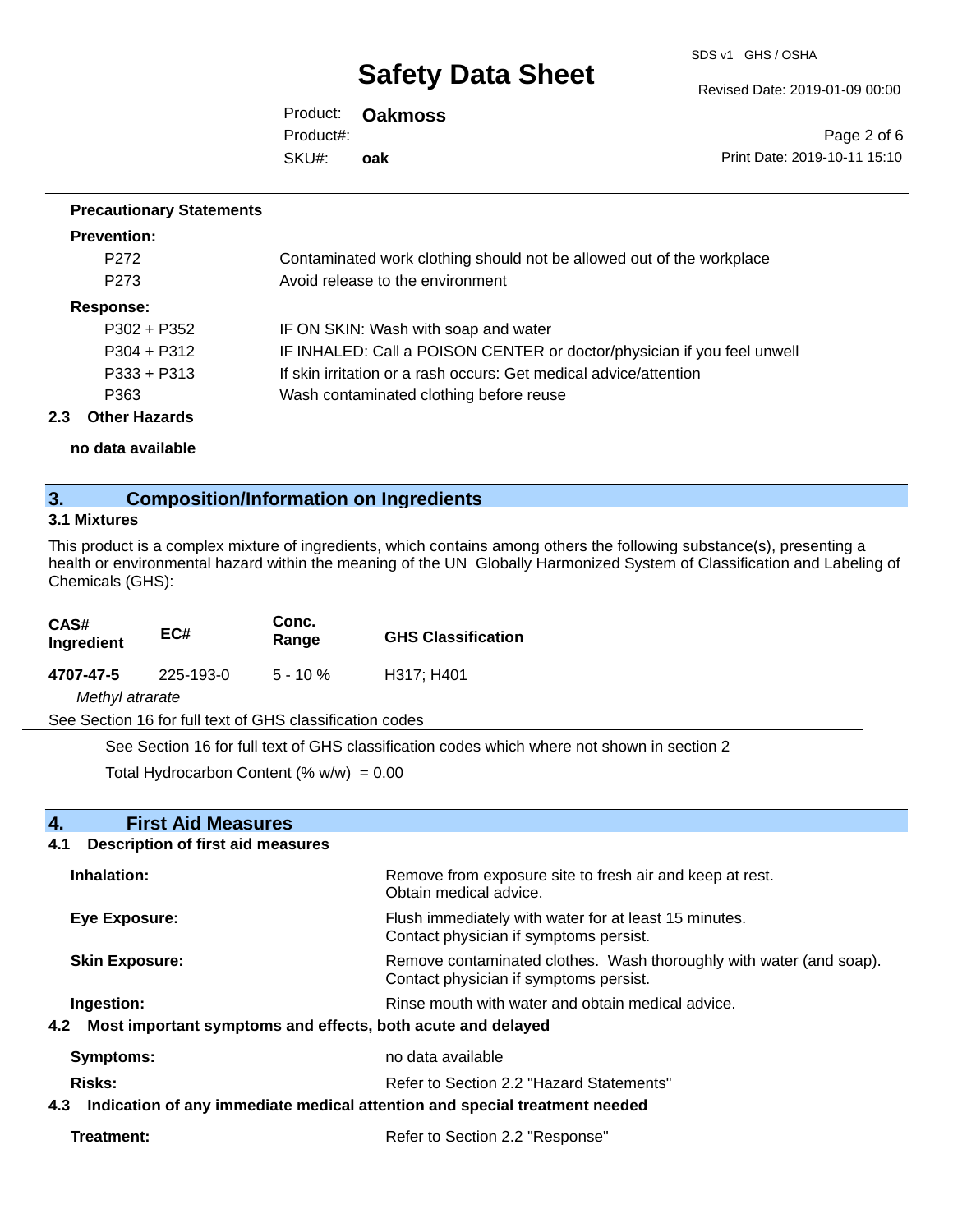**Precautionary Statements**

**Prevention:**

| | |
|---|---|
| P272 | Contaminated work clothing should not be allowed out of the workplace |
| P273 | Avoid release to the environment |

**Response:**

| | |
|---|---|
| P302 + P352 | IF ON SKIN: Wash with soap and water |
| P304 + P312 | IF INHALED: Call a POISON CENTER or doctor/physician if you feel unwell |
| P333 + P313 | If skin irritation or a rash occurs: Get medical advice/attention |
| P363 | Wash contaminated clothing before reuse |

**2.3 Other Hazards**

**no data available**

## 3. Composition/Information on Ingredients

**3.1 Mixtures**

This product is a complex mixture of ingredients, which contains among others the following substance(s), presenting a health or environmental hazard within the meaning of the UN Globally Harmonized System of Classification and Labeling of Chemicals (GHS):

| CAS# Ingredient | EC# | Conc. Range | GHS Classification |
|---|---|---|---|
| **4707-47-5** | 225-193-0 | 5 - 10 % | H317; H401 |
| *Methyl atrarate* | | | |

See Section 16 for full text of GHS classification codes

See Section 16 for full text of GHS classification codes which where not shown in section 2

Total Hydrocarbon Content (% w/w) = 0.00

## 4. First Aid Measures

**4.1 Description of first aid measures**

| | |
|---|---|
| **Inhalation:** | Remove from exposure site to fresh air and keep at rest. Obtain medical advice. |
| **Eye Exposure:** | Flush immediately with water for at least 15 minutes. Contact physician if symptoms persist. |
| **Skin Exposure:** | Remove contaminated clothes. Wash thoroughly with water (and soap). Contact physician if symptoms persist. |
| **Ingestion:** | Rinse mouth with water and obtain medical advice. |

**4.2 Most important symptoms and effects, both acute and delayed**

| | |
|---|---|
| **Symptoms:** | no data available |
| **Risks:** | Refer to Section 2.2 "Hazard Statements" |

**4.3 Indication of any immediate medical attention and special treatment needed**

| | |
|---|---|
| **Treatment:** | Refer to Section 2.2 "Response" |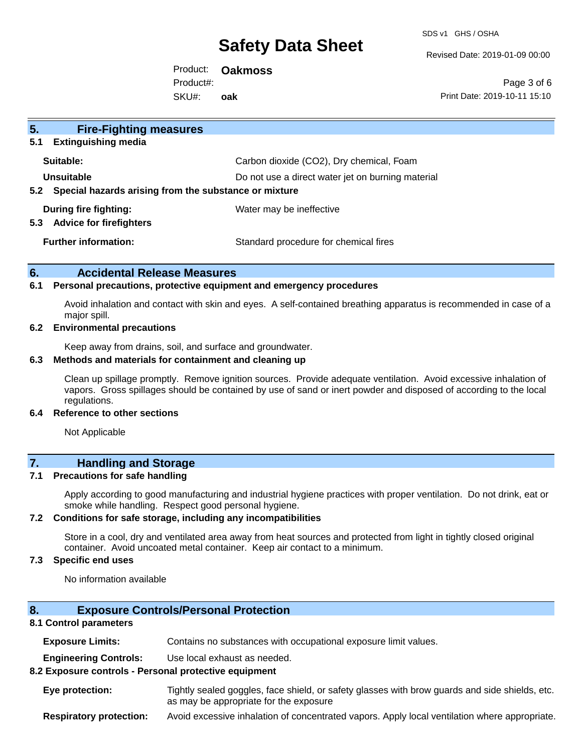## 5. Fire-Fighting measures

### 5.1 Extinguishing media

| | |
|---|---|
| **Suitable:** | Carbon dioxide ($CO_2$), Dry chemical, Foam |
| **Unsuitable** | Do not use a direct water jet on burning material |

### 5.2 Special hazards arising from the substance or mixture

| | |
|---|---|
| **During fire fighting:** | Water may be ineffective |

### 5.3 Advice for firefighters

| | |
|---|---|
| **Further information:** | Standard procedure for chemical fires |

## 6. Accidental Release Measures

### 6.1 Personal precautions, protective equipment and emergency procedures

Avoid inhalation and contact with skin and eyes. A self-contained breathing apparatus is recommended in case of a major spill.

### 6.2 Environmental precautions

Keep away from drains, soil, and surface and groundwater.

### 6.3 Methods and materials for containment and cleaning up

Clean up spillage promptly. Remove ignition sources. Provide adequate ventilation. Avoid excessive inhalation of vapors. Gross spillages should be contained by use of sand or inert powder and disposed of according to the local regulations.

### 6.4 Reference to other sections

Not Applicable

## 7. Handling and Storage

### 7.1 Precautions for safe handling

Apply according to good manufacturing and industrial hygiene practices with proper ventilation. Do not drink, eat or smoke while handling. Respect good personal hygiene.

### 7.2 Conditions for safe storage, including any incompatibilities

Store in a cool, dry and ventilated area away from heat sources and protected from light in tightly closed original container. Avoid uncoated metal container. Keep air contact to a minimum.

### 7.3 Specific end uses

No information available

## 8. Exposure Controls/Personal Protection

### 8.1 Control parameters

| | |
|---|---|
| **Exposure Limits:** | Contains no substances with occupational exposure limit values. |
| **Engineering Controls:** | Use local exhaust as needed. |

### 8.2 Exposure controls - Personal protective equipment

| | |
|---|---|
| **Eye protection:** | Tightly sealed goggles, face shield, or safety glasses with brow guards and side shields, etc. as may be appropriate for the exposure |
| **Respiratory protection:** | Avoid excessive inhalation of concentrated vapors. Apply local ventilation where appropriate. |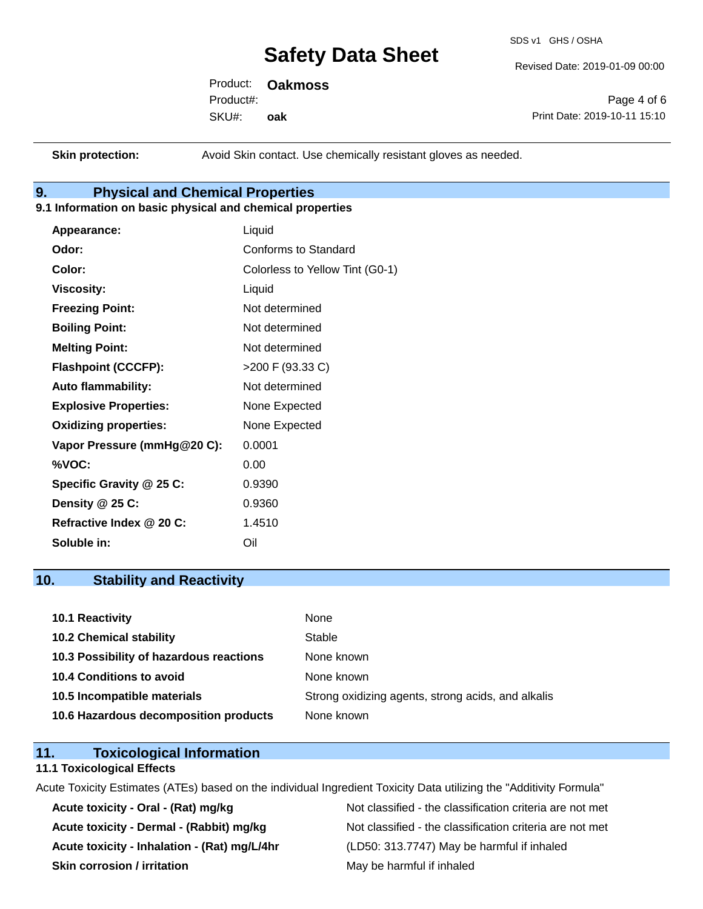| | |
|---|---|
| **Skin protection:** | Avoid Skin contact. Use chemically resistant gloves as needed. |

## 9. Physical and Chemical Properties

### 9.1 Information on basic physical and chemical properties

| | |
|---|---|
| **Appearance:** | Liquid |
| **Odor:** | Conforms to Standard |
| **Color:** | Colorless to Yellow Tint (G0-1) |
| **Viscosity:** | Liquid |
| **Freezing Point:** | Not determined |
| **Boiling Point:** | Not determined |
| **Melting Point:** | Not determined |
| **Flashpoint (CCCFP):** | >200 F (93.33 C) |
| **Auto flammability:** | Not determined |
| **Explosive Properties:** | None Expected |
| **Oxidizing properties:** | None Expected |
| **Vapor Pressure (mmHg@20 C):** | 0.0001 |
| **%VOC:** | 0.00 |
| **Specific Gravity @ 25 C:** | 0.9390 |
| **Density @ 25 C:** | 0.9360 |
| **Refractive Index @ 20 C:** | 1.4510 |
| **Soluble in:** | Oil |

## 10. Stability and Reactivity

| | |
|---|---|
| **10.1 Reactivity** | None |
| **10.2 Chemical stability** | Stable |
| **10.3 Possibility of hazardous reactions** | None known |
| **10.4 Conditions to avoid** | None known |
| **10.5 Incompatible materials** | Strong oxidizing agents, strong acids, and alkalis |
| **10.6 Hazardous decomposition products** | None known |

## 11. Toxicological Information

### 11.1 Toxicological Effects

Acute Toxicity Estimates (ATEs) based on the individual Ingredient Toxicity Data utilizing the "Additivity Formula"

| | |
|---|---|
| **Acute toxicity - Oral - (Rat) mg/kg** | Not classified - the classification criteria are not met |
| **Acute toxicity - Dermal - (Rabbit) mg/kg** | Not classified - the classification criteria are not met |
| **Acute toxicity - Inhalation - (Rat) mg/L/4hr** | (LD50: 313.7747) May be harmful if inhaled |
| **Skin corrosion / irritation** | May be harmful if inhaled |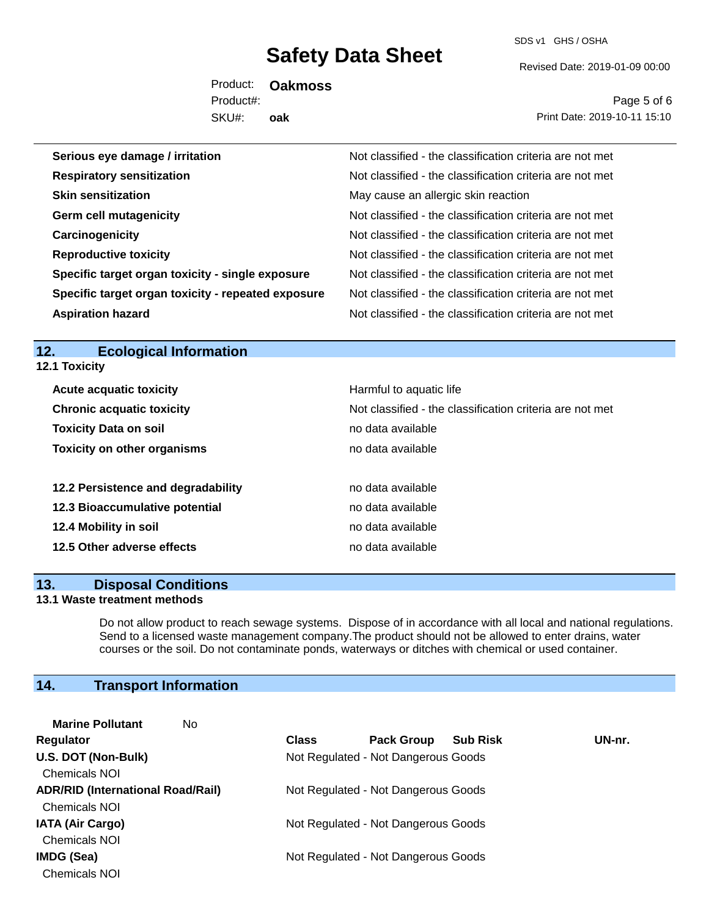| | |
|---|---|
| **Serious eye damage / irritation** | Not classified - the classification criteria are not met |
| **Respiratory sensitization** | Not classified - the classification criteria are not met |
| **Skin sensitization** | May cause an allergic skin reaction |
| **Germ cell mutagenicity** | Not classified - the classification criteria are not met |
| **Carcinogenicity** | Not classified - the classification criteria are not met |
| **Reproductive toxicity** | Not classified - the classification criteria are not met |
| **Specific target organ toxicity - single exposure** | Not classified - the classification criteria are not met |
| **Specific target organ toxicity - repeated exposure** | Not classified - the classification criteria are not met |
| **Aspiration hazard** | Not classified - the classification criteria are not met |

## 12. Ecological Information

**12.1 Toxicity**

| | |
|---|---|
| **Acute acquatic toxicity** | Harmful to aquatic life |
| **Chronic acquatic toxicity** | Not classified - the classification criteria are not met |
| **Toxicity Data on soil** | no data available |
| **Toxicity on other organisms** | no data available |

| | |
|---|---|
| **12.2 Persistence and degradability** | no data available |
| **12.3 Bioaccumulative potential** | no data available |
| **12.4 Mobility in soil** | no data available |
| **12.5 Other adverse effects** | no data available |

## 13. Disposal Conditions

**13.1 Waste treatment methods**

Do not allow product to reach sewage systems. Dispose of in accordance with all local and national regulations. Send to a licensed waste management company.The product should not be allowed to enter drains, water courses or the soil. Do not contaminate ponds, waterways or ditches with chemical or used container.

## 14. Transport Information

**Marine Pollutant** No

| Regulator | Class | Pack Group | Sub Risk | UN-nr. |
|---|---|---|---|---|
| **U.S. DOT (Non-Bulk)** Chemicals NOI | Not Regulated - Not Dangerous Goods | | | |
| **ADR/RID (International Road/Rail)** Chemicals NOI | Not Regulated - Not Dangerous Goods | | | |
| **IATA (Air Cargo)** Chemicals NOI | Not Regulated - Not Dangerous Goods | | | |
| **IMDG (Sea)** Chemicals NOI | Not Regulated - Not Dangerous Goods | | | |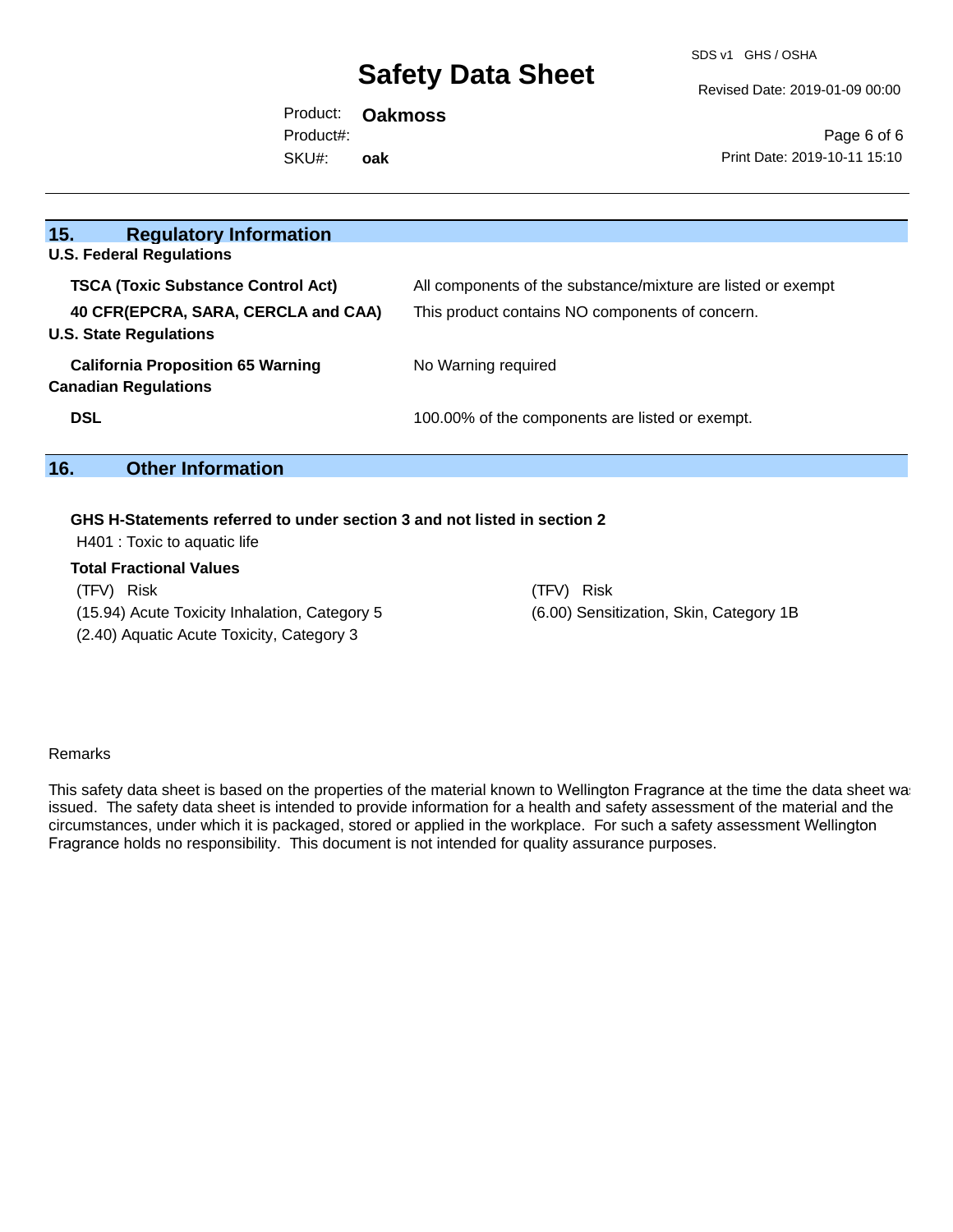## 15. Regulatory Information

**U.S. Federal Regulations**

| | |
|---|---|
| **TSCA (Toxic Substance Control Act)** | All components of the substance/mixture are listed or exempt |
| **40 CFR(EPCRA, SARA, CERCLA and CAA)** | This product contains NO components of concern. |

**U.S. State Regulations**

| | |
|---|---|
| **California Proposition 65 Warning** | No Warning required |

**Canadian Regulations**

| | |
|---|---|
| **DSL** | 100.00% of the components are listed or exempt. |

## 16. Other Information

**GHS H-Statements referred to under section 3 and not listed in section 2**

H401 : Toxic to aquatic life

**Total Fractional Values**

| (TFV) Risk | (TFV) Risk |
|---|---|
| (15.94) Acute Toxicity Inhalation, Category 5 | (6.00) Sensitization, Skin, Category 1B |
| (2.40) Aquatic Acute Toxicity, Category 3 | |

Remarks

This safety data sheet is based on the properties of the material known to Wellington Fragrance at the time the data sheet was issued. The safety data sheet is intended to provide information for a health and safety assessment of the material and the circumstances, under which it is packaged, stored or applied in the workplace. For such a safety assessment Wellington Fragrance holds no responsibility. This document is not intended for quality assurance purposes.